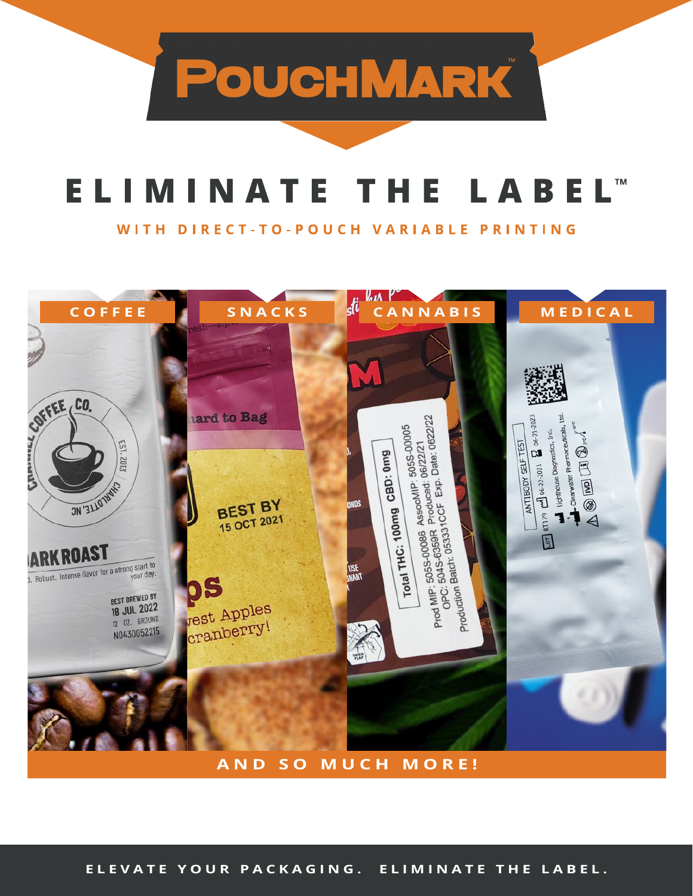# POUCHMARK™

## ELIMINATE THE LABEL™

WITH DIRECT-TO-POUCH VARIABLE PRINTING

COFFEE

SNACKS

CANNABIS

MEDICAL

AND SO MUCH MORE!

ELEVATE YOUR PACKAGING. ELIMINATE THE LABEL.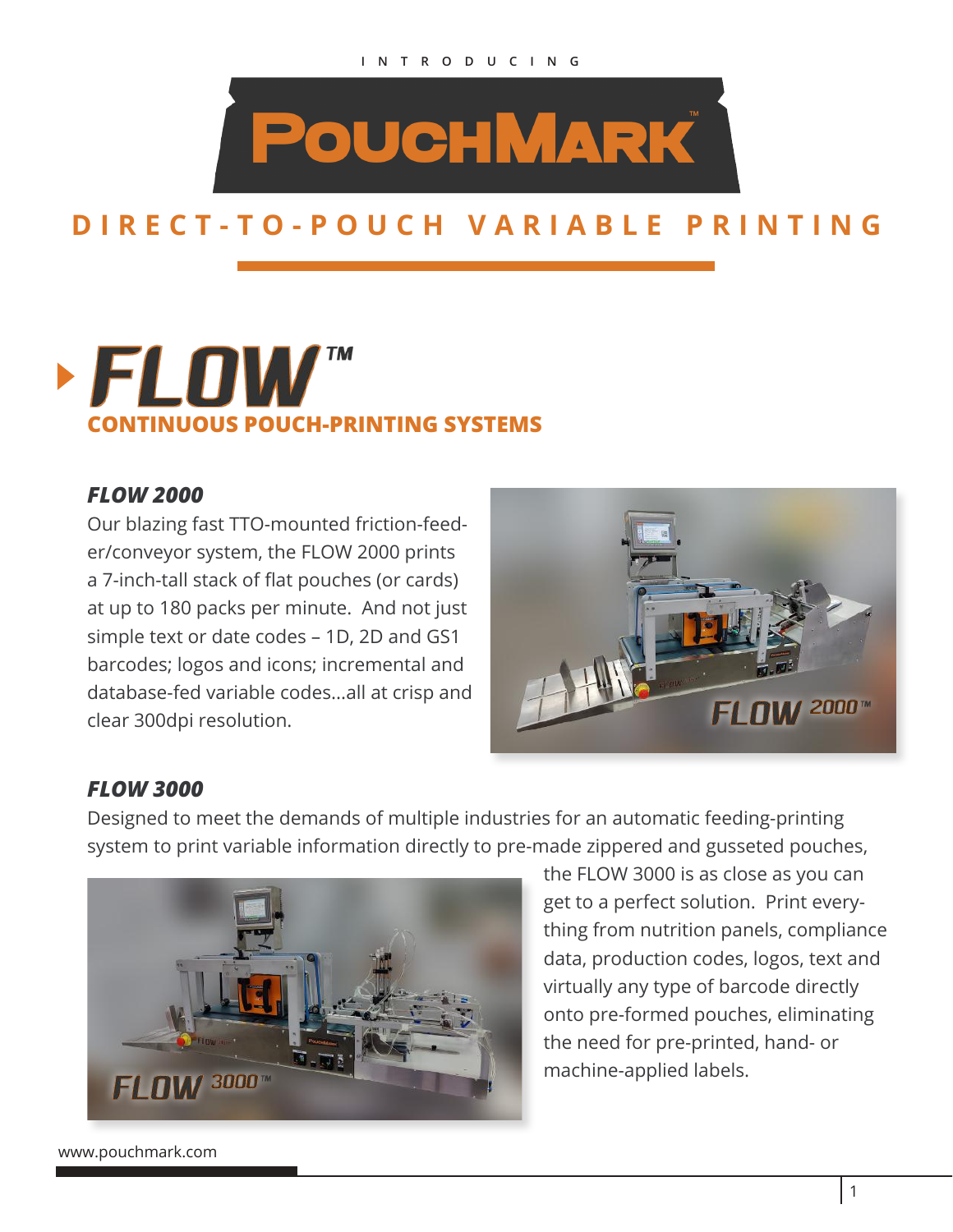INTRODUCING

# POUCHMARK™

## DIRECT-TO-POUCH VARIABLE PRINTING

## FLOW™

### CONTINUOUS POUCH-PRINTING SYSTEMS

#### *FLOW 2000*

Our blazing fast TTO-mounted friction-feeder/conveyor system, the FLOW 2000 prints a 7-inch-tall stack of flat pouches (or cards) at up to 180 packs per minute. And not just simple text or date codes – 1D, 2D and GS1 barcodes; logos and icons; incremental and database-fed variable codes...all at crisp and clear 300dpi resolution.

#### *FLOW 3000*

Designed to meet the demands of multiple industries for an automatic feeding-printing system to print variable information directly to pre-made zippered and gusseted pouches, the FLOW 3000 is as close as you can get to a perfect solution. Print everything from nutrition panels, compliance data, production codes, logos, text and virtually any type of barcode directly onto pre-formed pouches, eliminating the need for pre-printed, hand- or machine-applied labels.

www.pouchmark.com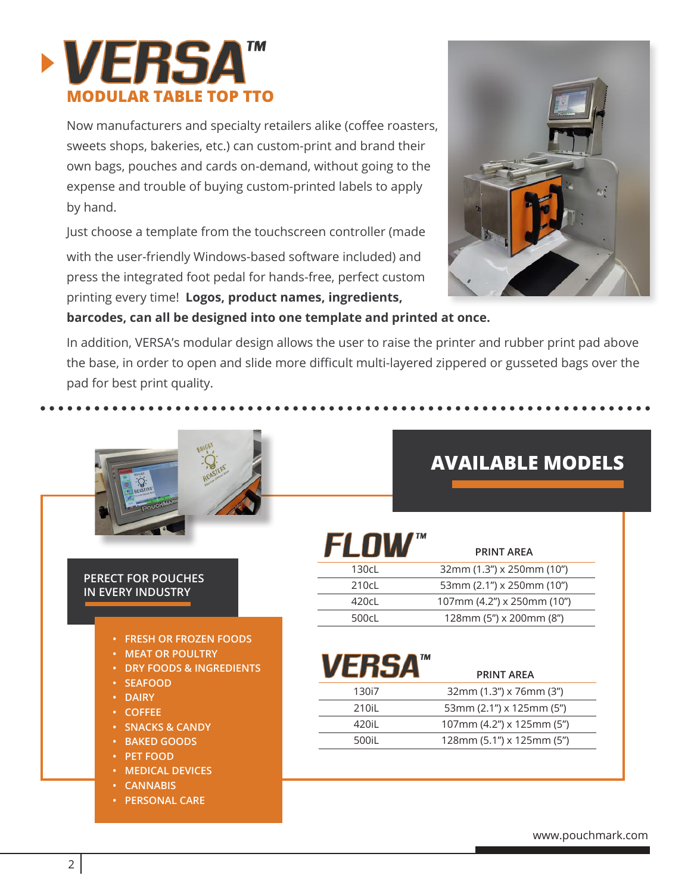# VERSA™

## MODULAR TABLE TOP TTO

Now manufacturers and specialty retailers alike (coffee roasters, sweets shops, bakeries, etc.) can custom-print and brand their own bags, pouches and cards on-demand, without going to the expense and trouble of buying custom-printed labels to apply by hand.

Just choose a template from the touchscreen controller (made with the user-friendly Windows-based software included) and press the integrated foot pedal for hands-free, perfect custom printing every time! **Logos, product names, ingredients, barcodes, can all be designed into one template and printed at once.**

In addition, VERSA's modular design allows the user to raise the printer and rubber print pad above the base, in order to open and slide more difficult multi-layered zippered or gusseted bags over the pad for best print quality.

### PERECT FOR POUCHES IN EVERY INDUSTRY

- FRESH OR FROZEN FOODS
- MEAT OR POULTRY
- DRY FOODS & INGREDIENTS
- SEAFOOD
- DAIRY
- COFFEE
- SNACKS & CANDY
- BAKED GOODS
- PET FOOD
- MEDICAL DEVICES
- CANNABIS
- PERSONAL CARE

## AVAILABLE MODELS

### FLOW™

| | PRINT AREA |
|---|---|
| 130cL | 32mm (1.3") x 250mm (10") |
| 210cL | 53mm (2.1") x 250mm (10") |
| 420cL | 107mm (4.2") x 250mm (10") |
| 500cL | 128mm (5") x 200mm (8") |

### VERSA™

| | PRINT AREA |
|---|---|
| 130i7 | 32mm (1.3") x 76mm (3") |
| 210iL | 53mm (2.1") x 125mm (5") |
| 420iL | 107mm (4.2") x 125mm (5") |
| 500iL | 128mm (5.1") x 125mm (5") |

www.pouchmark.com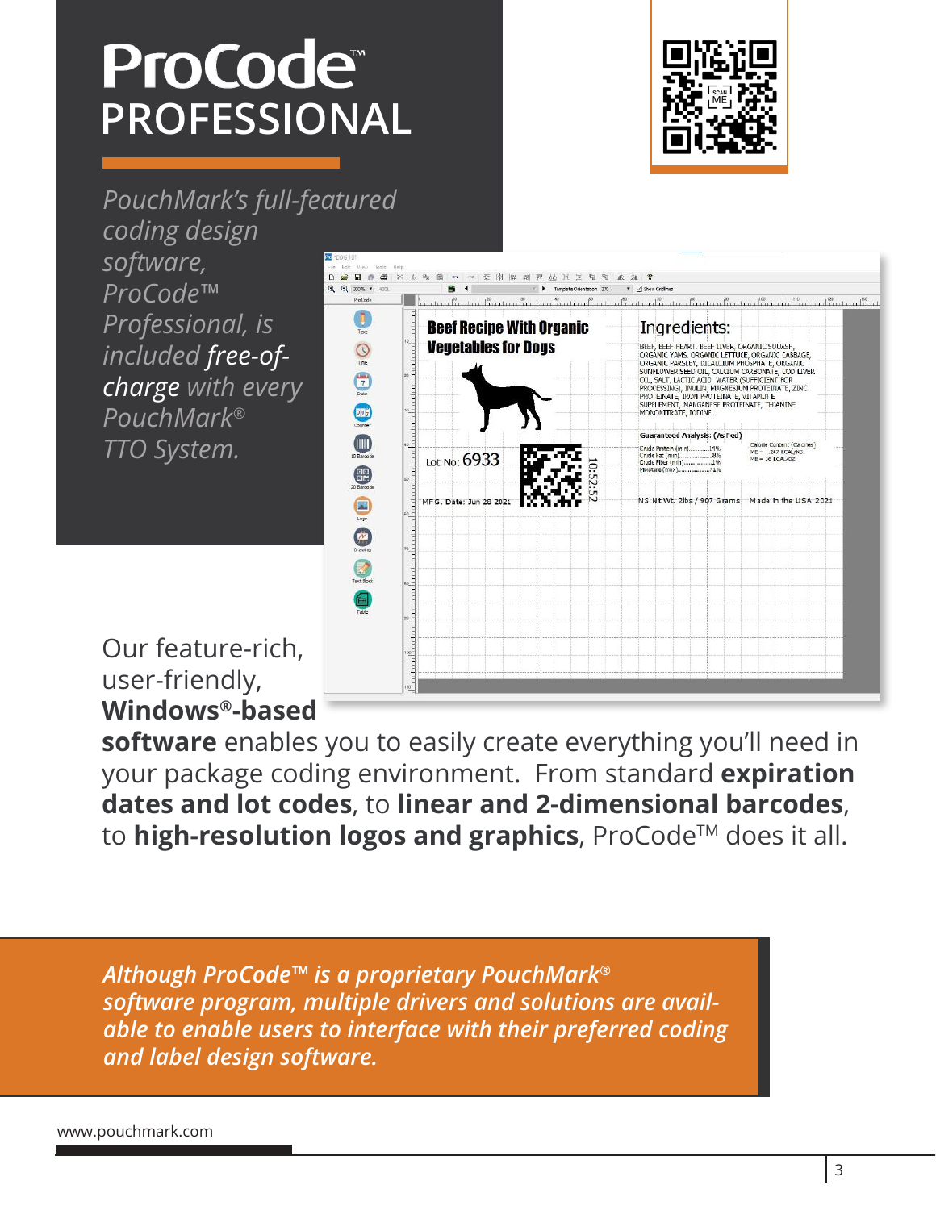# ProCode™ PROFESSIONAL

*PouchMark's full-featured coding design software, ProCode™ Professional, is included* ***free-of-charge*** *with every PouchMark® TTO System.*

Our feature-rich, user-friendly, **Windows®-based software** enables you to easily create everything you'll need in your package coding environment. From standard **expiration dates and lot codes**, to **linear and 2-dimensional barcodes**, to **high-resolution logos and graphics**, ProCode™ does it all.

***Although ProCode™ is a proprietary PouchMark® software program, multiple drivers and solutions are available to enable users to interface with their preferred coding and label design software.***

www.pouchmark.com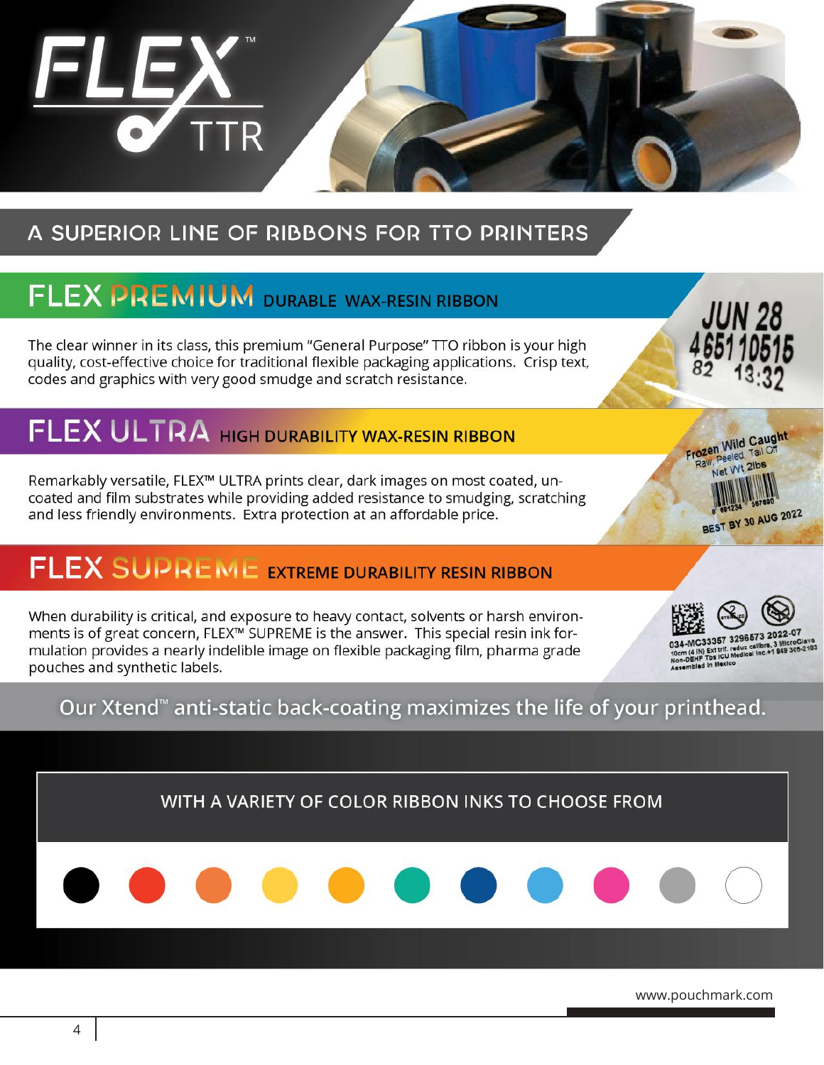# FLEX™ TTR

## A SUPERIOR LINE OF RIBBONS FOR TTO PRINTERS

### FLEX PREMIUM DURABLE WAX-RESIN RIBBON

The clear winner in its class, this premium "General Purpose" TTO ribbon is your high quality, cost-effective choice for traditional flexible packaging applications. Crisp text, codes and graphics with very good smudge and scratch resistance.

### FLEX ULTRA HIGH DURABILITY WAX-RESIN RIBBON

Remarkably versatile, FLEX™ ULTRA prints clear, dark images on most coated, un-coated and film substrates while providing added resistance to smudging, scratching and less friendly environments. Extra protection at an affordable price.

### FLEX SUPREME EXTREME DURABILITY RESIN RIBBON

When durability is critical, and exposure to heavy contact, solvents or harsh environments is of great concern, FLEX™ SUPREME is the answer. This special resin ink formulation provides a nearly indelible image on flexible packaging film, pharma grade pouches and synthetic labels.

Our Xtend™ anti-static back-coating maximizes the life of your printhead.

WITH A VARIETY OF COLOR RIBBON INKS TO CHOOSE FROM

www.pouchmark.com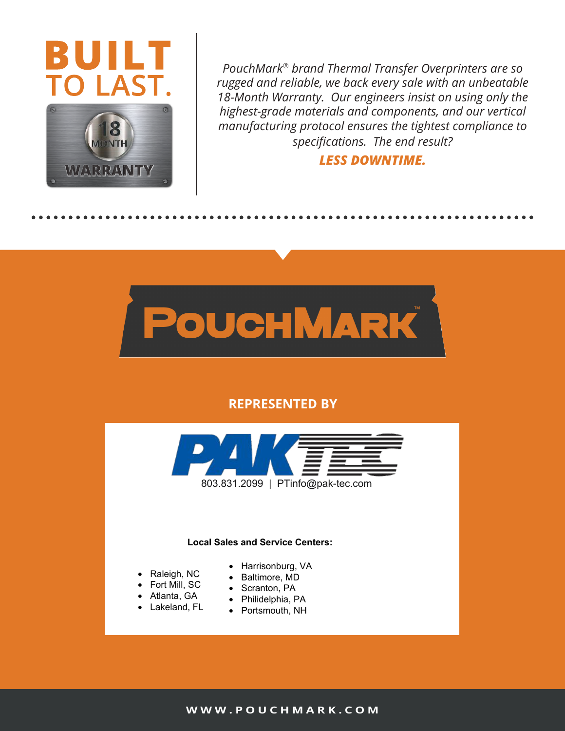# BUILT TO LAST.

18 MONTH WARRANTY

*PouchMark® brand Thermal Transfer Overprinters are so rugged and reliable, we back every sale with an unbeatable 18-Month Warranty. Our engineers insist on using only the highest-grade materials and components, and our vertical manufacturing protocol ensures the tightest compliance to specifications. The end result?*

***LESS DOWNTIME.***

# POUCHMARK™

## REPRESENTED BY

PAKTEC

803.831.2099 | PTinfo@pak-tec.com

**Local Sales and Service Centers:**

- Raleigh, NC
- Fort Mill, SC
- Atlanta, GA
- Lakeland, FL
- Harrisonburg, VA
- Baltimore, MD
- Scranton, PA
- Philidelphia, PA
- Portsmouth, NH

WWW.POUCHMARK.COM